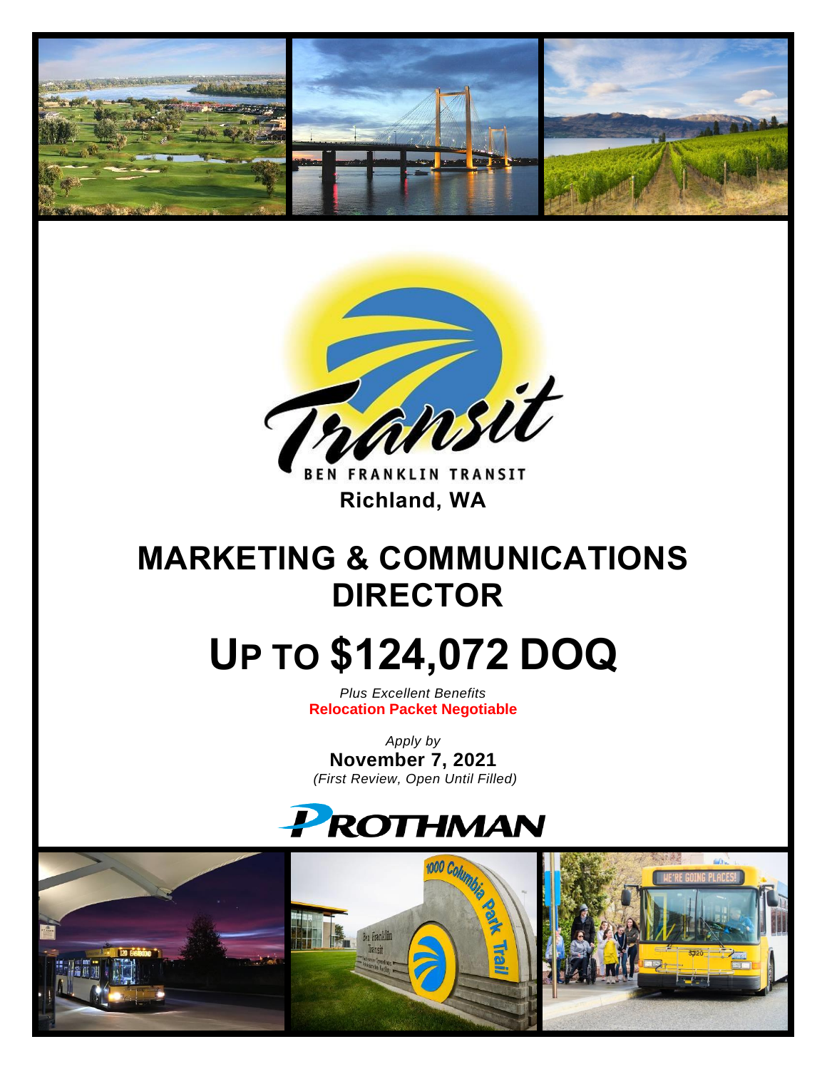BEN FRANKLIN TRANSIT

**Richland, WA**

# MARKETING & COMMUNICATIONS DIRECTOR

# UP TO $124,072 DOQ

*Plus Excellent Benefits*

**Relocation Packet Negotiable**

*Apply by*

**November 7, 2021**

*(First Review, Open Until Filled)*

PROTHMAN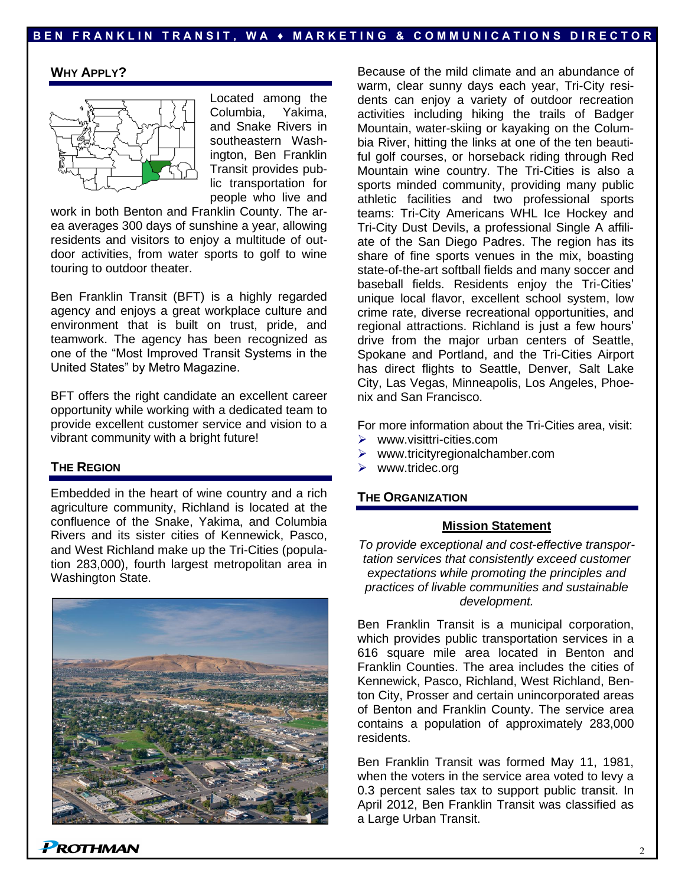## WHY APPLY?

Located among the Columbia, Yakima, and Snake Rivers in southeastern Washington, Ben Franklin Transit provides public transportation for people who live and work in both Benton and Franklin County. The area averages 300 days of sunshine a year, allowing residents and visitors to enjoy a multitude of outdoor activities, from water sports to golf to wine touring to outdoor theater.

Ben Franklin Transit (BFT) is a highly regarded agency and enjoys a great workplace culture and environment that is built on trust, pride, and teamwork. The agency has been recognized as one of the "Most Improved Transit Systems in the United States" by Metro Magazine.

BFT offers the right candidate an excellent career opportunity while working with a dedicated team to provide excellent customer service and vision to a vibrant community with a bright future!

## THE REGION

Embedded in the heart of wine country and a rich agriculture community, Richland is located at the confluence of the Snake, Yakima, and Columbia Rivers and its sister cities of Kennewick, Pasco, and West Richland make up the Tri-Cities (population 283,000), fourth largest metropolitan area in Washington State.

Because of the mild climate and an abundance of warm, clear sunny days each year, Tri-City residents can enjoy a variety of outdoor recreation activities including hiking the trails of Badger Mountain, water-skiing or kayaking on the Columbia River, hitting the links at one of the ten beautiful golf courses, or horseback riding through Red Mountain wine country. The Tri-Cities is also a sports minded community, providing many public athletic facilities and two professional sports teams: Tri-City Americans WHL Ice Hockey and Tri-City Dust Devils, a professional Single A affiliate of the San Diego Padres. The region has its share of fine sports venues in the mix, boasting state-of-the-art softball fields and many soccer and baseball fields. Residents enjoy the Tri-Cities' unique local flavor, excellent school system, low crime rate, diverse recreational opportunities, and regional attractions. Richland is just a few hours' drive from the major urban centers of Seattle, Spokane and Portland, and the Tri-Cities Airport has direct flights to Seattle, Denver, Salt Lake City, Las Vegas, Minneapolis, Los Angeles, Phoenix and San Francisco.

For more information about the Tri-Cities area, visit:

- www.visittri-cities.com
- www.tricityregionalchamber.com
- www.tridec.org

## THE ORGANIZATION

**Mission Statement**

*To provide exceptional and cost-effective transportation services that consistently exceed customer expectations while promoting the principles and practices of livable communities and sustainable development.*

Ben Franklin Transit is a municipal corporation, which provides public transportation services in a 616 square mile area located in Benton and Franklin Counties. The area includes the cities of Kennewick, Pasco, Richland, West Richland, Benton City, Prosser and certain unincorporated areas of Benton and Franklin County. The service area contains a population of approximately 283,000 residents.

Ben Franklin Transit was formed May 11, 1981, when the voters in the service area voted to levy a 0.3 percent sales tax to support public transit. In April 2012, Ben Franklin Transit was classified as a Large Urban Transit.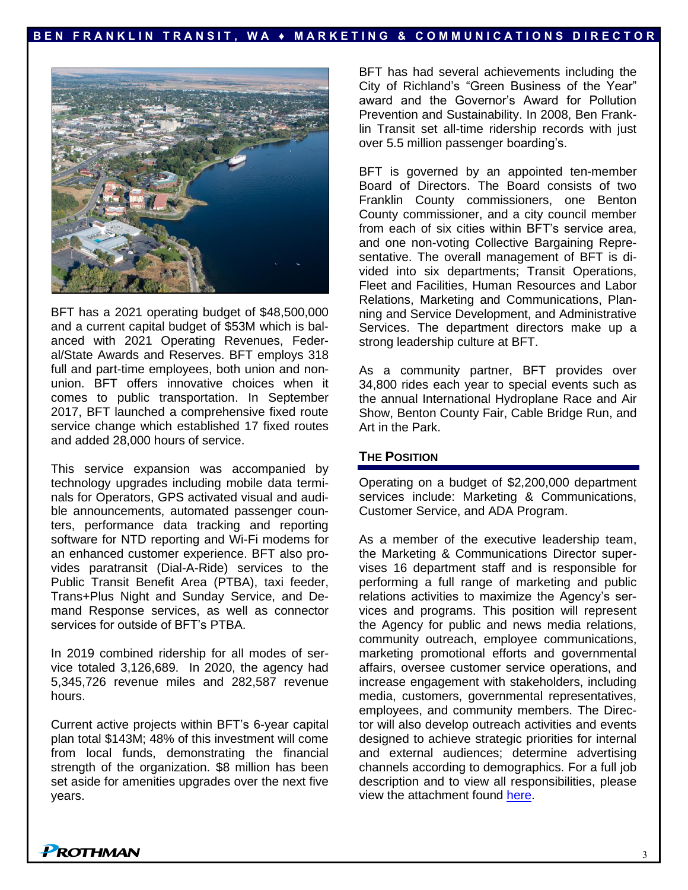BFT has a 2021 operating budget of $48,500,000 and a current capital budget of $53M which is balanced with 2021 Operating Revenues, Federal/State Awards and Reserves. BFT employs 318 full and part-time employees, both union and non-union. BFT offers innovative choices when it comes to public transportation. In September 2017, BFT launched a comprehensive fixed route service change which established 17 fixed routes and added 28,000 hours of service.

This service expansion was accompanied by technology upgrades including mobile data terminals for Operators, GPS activated visual and audible announcements, automated passenger counters, performance data tracking and reporting software for NTD reporting and Wi-Fi modems for an enhanced customer experience. BFT also provides paratransit (Dial-A-Ride) services to the Public Transit Benefit Area (PTBA), taxi feeder, Trans+Plus Night and Sunday Service, and Demand Response services, as well as connector services for outside of BFT's PTBA.

In 2019 combined ridership for all modes of service totaled 3,126,689. In 2020, the agency had 5,345,726 revenue miles and 282,587 revenue hours.

Current active projects within BFT's 6-year capital plan total $143M; 48% of this investment will come from local funds, demonstrating the financial strength of the organization. $8 million has been set aside for amenities upgrades over the next five years.

BFT has had several achievements including the City of Richland's "Green Business of the Year" award and the Governor's Award for Pollution Prevention and Sustainability. In 2008, Ben Franklin Transit set all-time ridership records with just over 5.5 million passenger boarding's.

BFT is governed by an appointed ten-member Board of Directors. The Board consists of two Franklin County commissioners, one Benton County commissioner, and a city council member from each of six cities within BFT's service area, and one non-voting Collective Bargaining Representative. The overall management of BFT is divided into six departments; Transit Operations, Fleet and Facilities, Human Resources and Labor Relations, Marketing and Communications, Planning and Service Development, and Administrative Services. The department directors make up a strong leadership culture at BFT.

As a community partner, BFT provides over 34,800 rides each year to special events such as the annual International Hydroplane Race and Air Show, Benton County Fair, Cable Bridge Run, and Art in the Park.

## The Position

Operating on a budget of $2,200,000 department services include: Marketing & Communications, Customer Service, and ADA Program.

As a member of the executive leadership team, the Marketing & Communications Director supervises 16 department staff and is responsible for performing a full range of marketing and public relations activities to maximize the Agency's services and programs. This position will represent the Agency for public and news media relations, community outreach, employee communications, marketing promotional efforts and governmental affairs, oversee customer service operations, and increase engagement with stakeholders, including media, customers, governmental representatives, employees, and community members. The Director will also develop outreach activities and events designed to achieve strategic priorities for internal and external audiences; determine advertising channels according to demographics. For a full job description and to view all responsibilities, please view the attachment found here.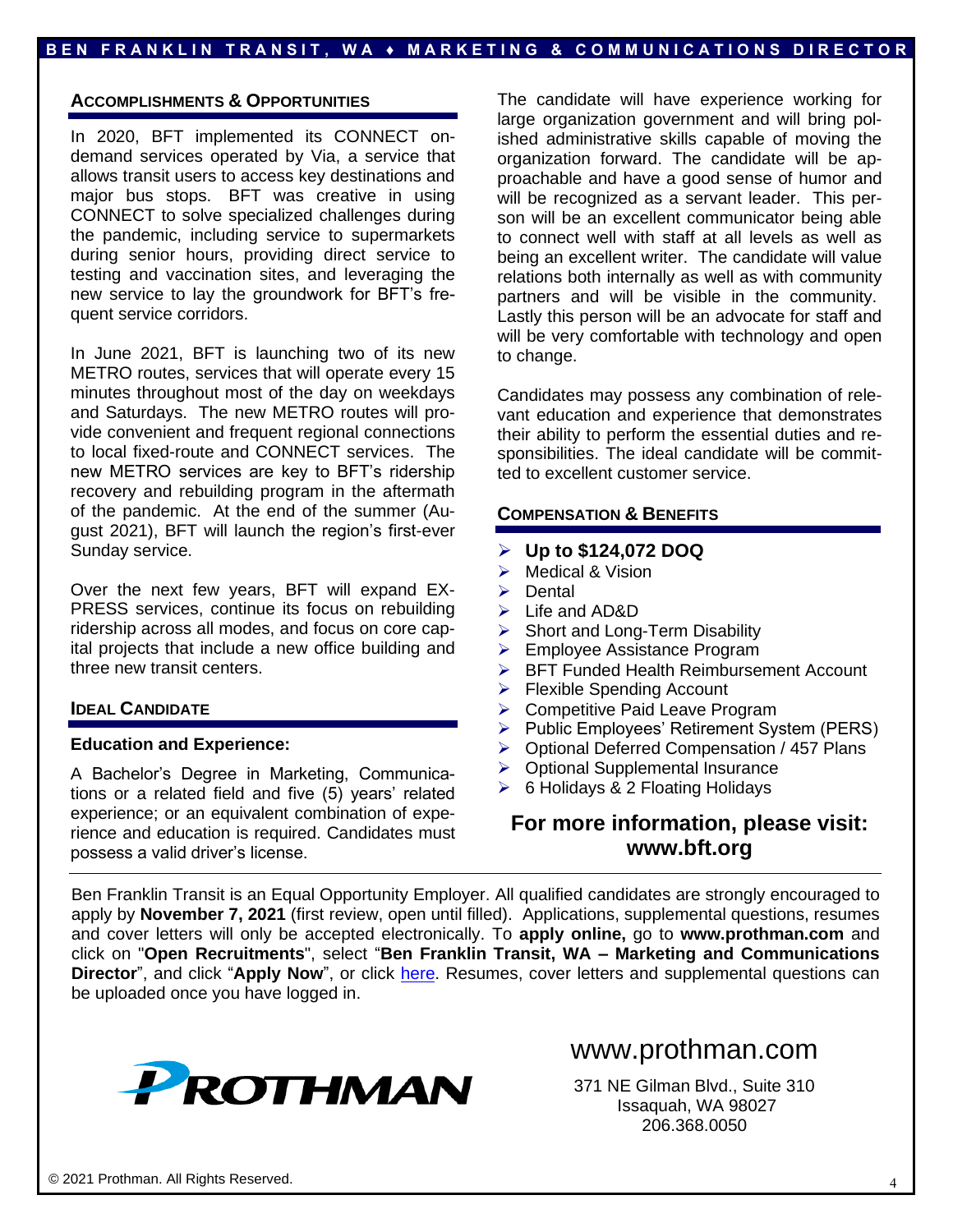## ACCOMPLISHMENTS & OPPORTUNITIES

In 2020, BFT implemented its CONNECT on-demand services operated by Via, a service that allows transit users to access key destinations and major bus stops. BFT was creative in using CONNECT to solve specialized challenges during the pandemic, including service to supermarkets during senior hours, providing direct service to testing and vaccination sites, and leveraging the new service to lay the groundwork for BFT's frequent service corridors.

In June 2021, BFT is launching two of its new METRO routes, services that will operate every 15 minutes throughout most of the day on weekdays and Saturdays. The new METRO routes will provide convenient and frequent regional connections to local fixed-route and CONNECT services. The new METRO services are key to BFT's ridership recovery and rebuilding program in the aftermath of the pandemic. At the end of the summer (August 2021), BFT will launch the region's first-ever Sunday service.

Over the next few years, BFT will expand EXPRESS services, continue its focus on rebuilding ridership across all modes, and focus on core capital projects that include a new office building and three new transit centers.

## IDEAL CANDIDATE

### Education and Experience:

A Bachelor's Degree in Marketing, Communications or a related field and five (5) years' related experience; or an equivalent combination of experience and education is required. Candidates must possess a valid driver's license.

The candidate will have experience working for large organization government and will bring polished administrative skills capable of moving the organization forward. The candidate will be approachable and have a good sense of humor and will be recognized as a servant leader. This person will be an excellent communicator being able to connect well with staff at all levels as well as being an excellent writer. The candidate will value relations both internally as well as with community partners and will be visible in the community. Lastly this person will be an advocate for staff and will be very comfortable with technology and open to change.

Candidates may possess any combination of relevant education and experience that demonstrates their ability to perform the essential duties and responsibilities. The ideal candidate will be committed to excellent customer service.

## COMPENSATION & BENEFITS

- **Up to $124,072 DOQ**
- Medical & Vision
- Dental
- Life and AD&D
- Short and Long-Term Disability
- Employee Assistance Program
- BFT Funded Health Reimbursement Account
- Flexible Spending Account
- Competitive Paid Leave Program
- Public Employees' Retirement System (PERS)
- Optional Deferred Compensation / 457 Plans
- Optional Supplemental Insurance
- 6 Holidays & 2 Floating Holidays

**For more information, please visit: www.bft.org**

---

Ben Franklin Transit is an Equal Opportunity Employer. All qualified candidates are strongly encouraged to apply by **November 7, 2021** (first review, open until filled). Applications, supplemental questions, resumes and cover letters will only be accepted electronically. To **apply online,** go to **www.prothman.com** and click on "**Open Recruitments**", select "**Ben Franklin Transit, WA – Marketing and Communications Director**", and click "**Apply Now**", or click here. Resumes, cover letters and supplemental questions can be uploaded once you have logged in.

PROTHMAN

www.prothman.com

371 NE Gilman Blvd., Suite 310
Issaquah, WA 98027
206.368.0050

© 2021 Prothman. All Rights Reserved.